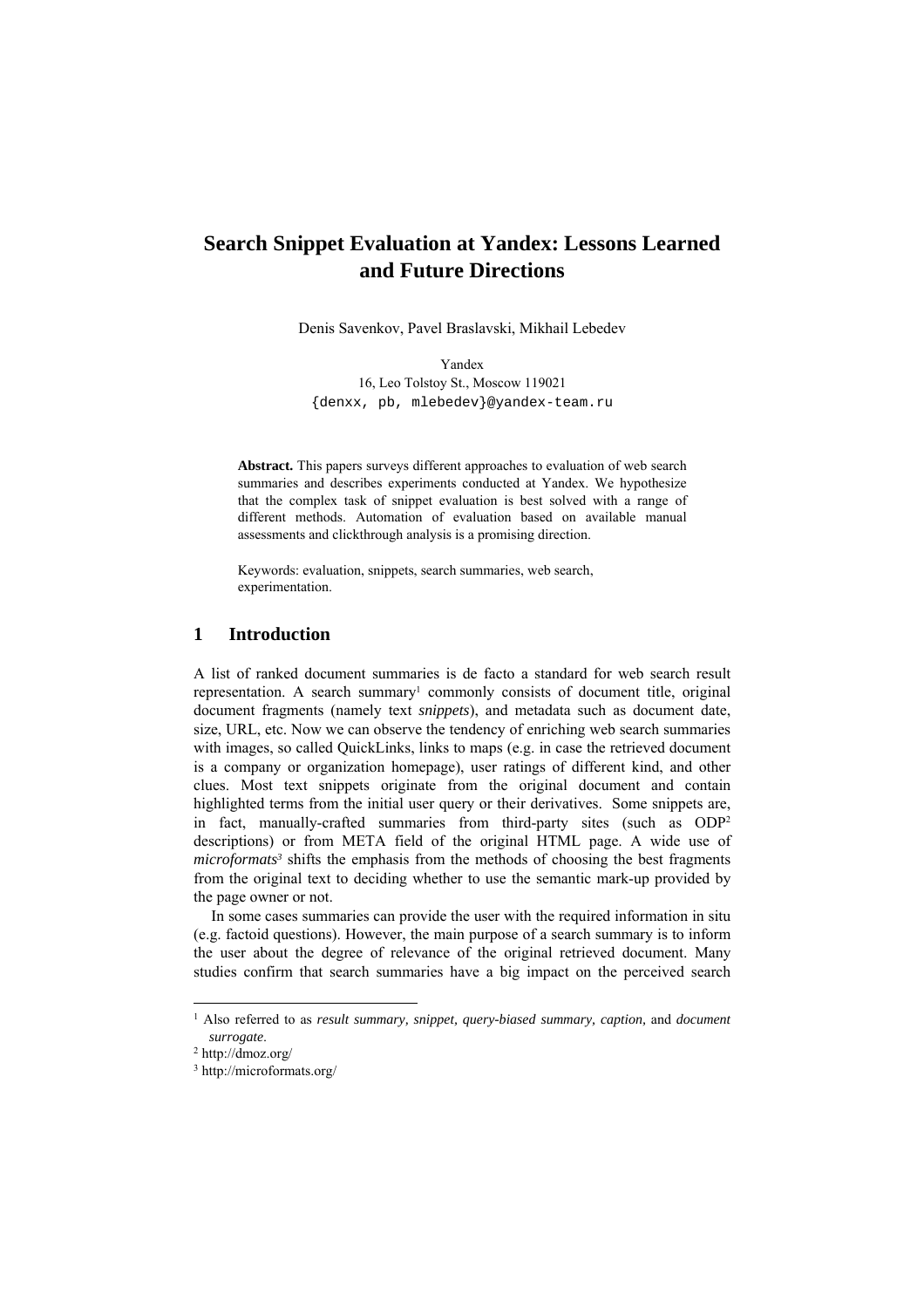# Search Snippet Evaluation at Yandex: Lessons Learned and Future Directions

Denis Savenkov, Pavel Braslavski, Mikhail Lebedev

Yandex
16, Leo Tolstoy St., Moscow 119021
{denxx, pb, mlebedev}@yandex-team.ru

**Abstract.** This papers surveys different approaches to evaluation of web search summaries and describes experiments conducted at Yandex. We hypothesize that the complex task of snippet evaluation is best solved with a range of different methods. Automation of evaluation based on available manual assessments and clickthrough analysis is a promising direction.

Keywords: evaluation, snippets, search summaries, web search, experimentation.

## 1 Introduction

A list of ranked document summaries is de facto a standard for web search result representation. A search summary[1] commonly consists of document title, original document fragments (namely text *snippets*), and metadata such as document date, size, URL, etc. Now we can observe the tendency of enriching web search summaries with images, so called QuickLinks, links to maps (e.g. in case the retrieved document is a company or organization homepage), user ratings of different kind, and other clues. Most text snippets originate from the original document and contain highlighted terms from the initial user query or their derivatives. Some snippets are, in fact, manually-crafted summaries from third-party sites (such as ODP[2] descriptions) or from META field of the original HTML page. A wide use of *microformats*[3] shifts the emphasis from the methods of choosing the best fragments from the original text to deciding whether to use the semantic mark-up provided by the page owner or not.

In some cases summaries can provide the user with the required information in situ (e.g. factoid questions). However, the main purpose of a search summary is to inform the user about the degree of relevance of the original retrieved document. Many studies confirm that search summaries have a big impact on the perceived search

[1] Also referred to as *result summary, snippet, query-biased summary, caption,* and *document surrogate*.

[2] http://dmoz.org/

[3] http://microformats.org/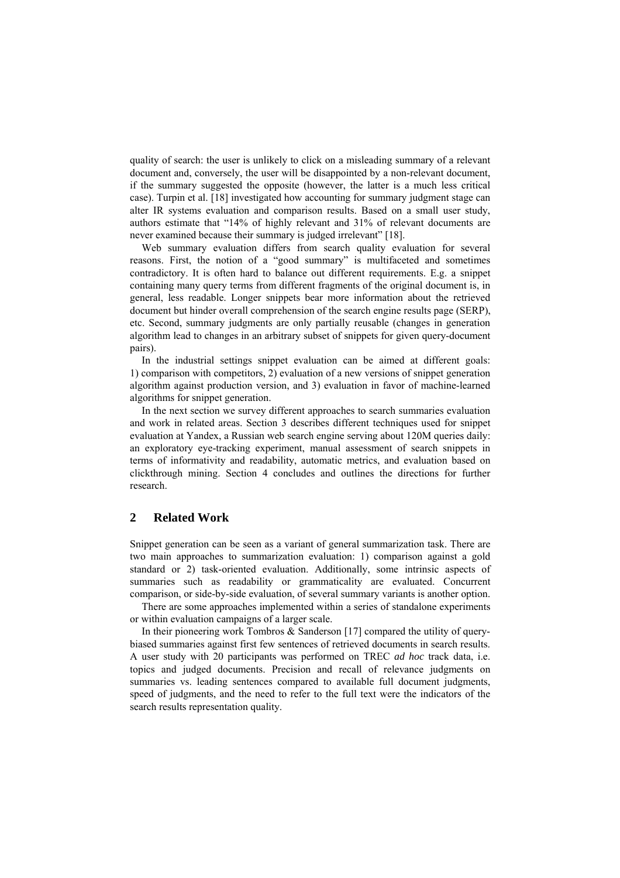quality of search: the user is unlikely to click on a misleading summary of a relevant document and, conversely, the user will be disappointed by a non-relevant document, if the summary suggested the opposite (however, the latter is a much less critical case). Turpin et al. [18] investigated how accounting for summary judgment stage can alter IR systems evaluation and comparison results. Based on a small user study, authors estimate that "14% of highly relevant and 31% of relevant documents are never examined because their summary is judged irrelevant" [18].

Web summary evaluation differs from search quality evaluation for several reasons. First, the notion of a "good summary" is multifaceted and sometimes contradictory. It is often hard to balance out different requirements. E.g. a snippet containing many query terms from different fragments of the original document is, in general, less readable. Longer snippets bear more information about the retrieved document but hinder overall comprehension of the search engine results page (SERP), etc. Second, summary judgments are only partially reusable (changes in generation algorithm lead to changes in an arbitrary subset of snippets for given query-document pairs).

In the industrial settings snippet evaluation can be aimed at different goals: 1) comparison with competitors, 2) evaluation of a new versions of snippet generation algorithm against production version, and 3) evaluation in favor of machine-learned algorithms for snippet generation.

In the next section we survey different approaches to search summaries evaluation and work in related areas. Section 3 describes different techniques used for snippet evaluation at Yandex, a Russian web search engine serving about 120M queries daily: an exploratory eye-tracking experiment, manual assessment of search snippets in terms of informativity and readability, automatic metrics, and evaluation based on clickthrough mining. Section 4 concludes and outlines the directions for further research.

## 2 Related Work

Snippet generation can be seen as a variant of general summarization task. There are two main approaches to summarization evaluation: 1) comparison against a gold standard or 2) task-oriented evaluation. Additionally, some intrinsic aspects of summaries such as readability or grammaticality are evaluated. Concurrent comparison, or side-by-side evaluation, of several summary variants is another option.

There are some approaches implemented within a series of standalone experiments or within evaluation campaigns of a larger scale.

In their pioneering work Tombros & Sanderson [17] compared the utility of query-biased summaries against first few sentences of retrieved documents in search results. A user study with 20 participants was performed on TREC *ad hoc* track data, i.e. topics and judged documents. Precision and recall of relevance judgments on summaries vs. leading sentences compared to available full document judgments, speed of judgments, and the need to refer to the full text were the indicators of the search results representation quality.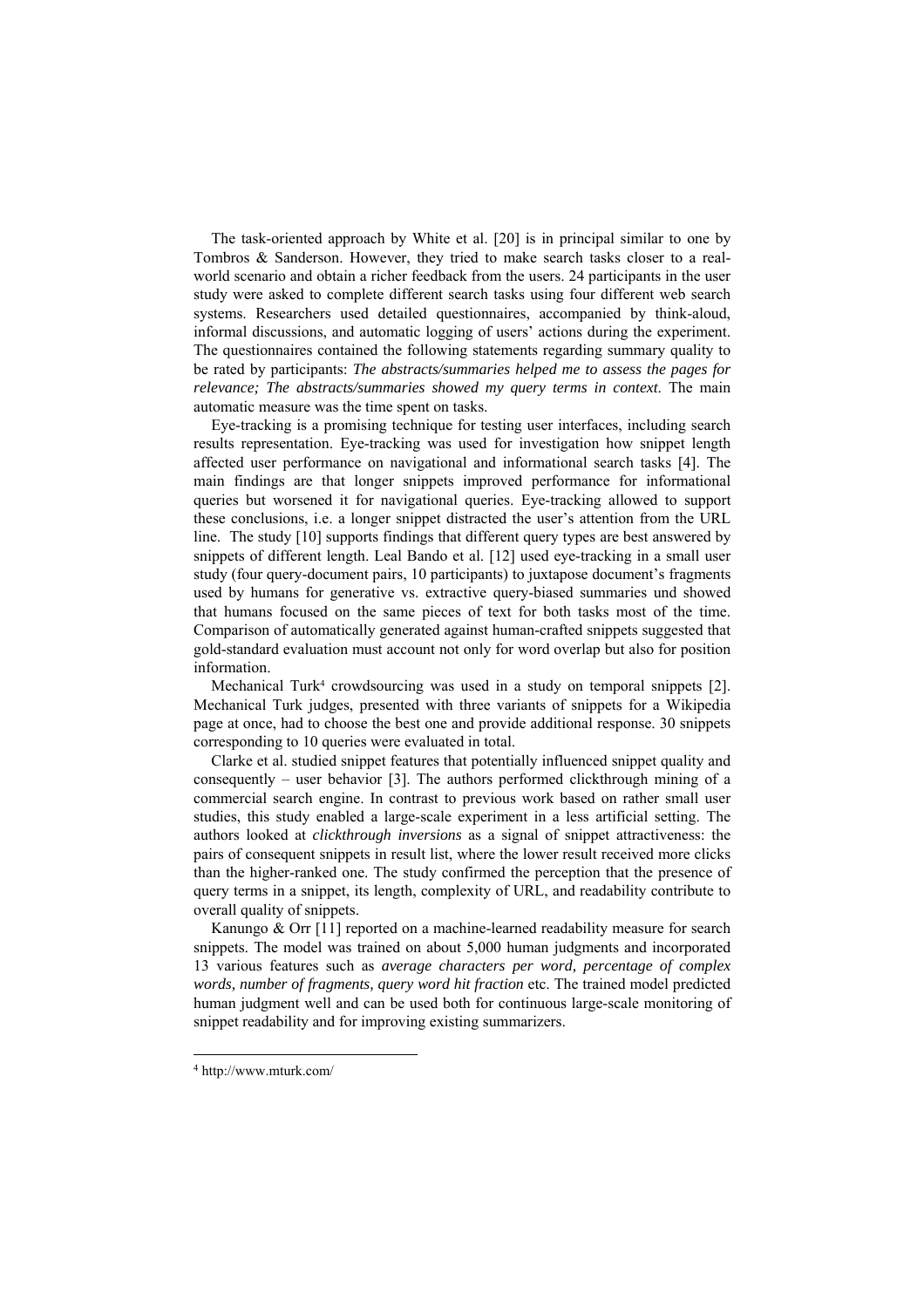The task-oriented approach by White et al. [20] is in principal similar to one by Tombros & Sanderson. However, they tried to make search tasks closer to a real-world scenario and obtain a richer feedback from the users. 24 participants in the user study were asked to complete different search tasks using four different web search systems. Researchers used detailed questionnaires, accompanied by think-aloud, informal discussions, and automatic logging of users' actions during the experiment. The questionnaires contained the following statements regarding summary quality to be rated by participants: *The abstracts/summaries helped me to assess the pages for relevance; The abstracts/summaries showed my query terms in context*. The main automatic measure was the time spent on tasks.

Eye-tracking is a promising technique for testing user interfaces, including search results representation. Eye-tracking was used for investigation how snippet length affected user performance on navigational and informational search tasks [4]. The main findings are that longer snippets improved performance for informational queries but worsened it for navigational queries. Eye-tracking allowed to support these conclusions, i.e. a longer snippet distracted the user's attention from the URL line. The study [10] supports findings that different query types are best answered by snippets of different length. Leal Bando et al. [12] used eye-tracking in a small user study (four query-document pairs, 10 participants) to juxtapose document's fragments used by humans for generative vs. extractive query-biased summaries und showed that humans focused on the same pieces of text for both tasks most of the time. Comparison of automatically generated against human-crafted snippets suggested that gold-standard evaluation must account not only for word overlap but also for position information.

Mechanical Turk[4] crowdsourcing was used in a study on temporal snippets [2]. Mechanical Turk judges, presented with three variants of snippets for a Wikipedia page at once, had to choose the best one and provide additional response. 30 snippets corresponding to 10 queries were evaluated in total.

Clarke et al. studied snippet features that potentially influenced snippet quality and consequently – user behavior [3]. The authors performed clickthrough mining of a commercial search engine. In contrast to previous work based on rather small user studies, this study enabled a large-scale experiment in a less artificial setting. The authors looked at *clickthrough inversions* as a signal of snippet attractiveness: the pairs of consequent snippets in result list, where the lower result received more clicks than the higher-ranked one. The study confirmed the perception that the presence of query terms in a snippet, its length, complexity of URL, and readability contribute to overall quality of snippets.

Kanungo & Orr [11] reported on a machine-learned readability measure for search snippets. The model was trained on about 5,000 human judgments and incorporated 13 various features such as *average characters per word, percentage of complex words, number of fragments, query word hit fraction* etc. The trained model predicted human judgment well and can be used both for continuous large-scale monitoring of snippet readability and for improving existing summarizers.

[4] http://www.mturk.com/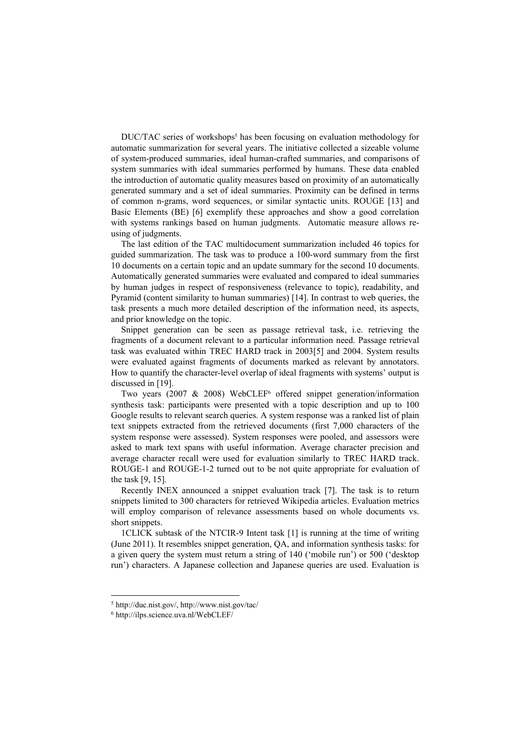DUC/TAC series of workshops[5] has been focusing on evaluation methodology for automatic summarization for several years. The initiative collected a sizeable volume of system-produced summaries, ideal human-crafted summaries, and comparisons of system summaries with ideal summaries performed by humans. These data enabled the introduction of automatic quality measures based on proximity of an automatically generated summary and a set of ideal summaries. Proximity can be defined in terms of common n-grams, word sequences, or similar syntactic units. ROUGE [13] and Basic Elements (BE) [6] exemplify these approaches and show a good correlation with systems rankings based on human judgments. Automatic measure allows re-using of judgments.

The last edition of the TAC multidocument summarization included 46 topics for guided summarization. The task was to produce a 100-word summary from the first 10 documents on a certain topic and an update summary for the second 10 documents. Automatically generated summaries were evaluated and compared to ideal summaries by human judges in respect of responsiveness (relevance to topic), readability, and Pyramid (content similarity to human summaries) [14]. In contrast to web queries, the task presents a much more detailed description of the information need, its aspects, and prior knowledge on the topic.

Snippet generation can be seen as passage retrieval task, i.e. retrieving the fragments of a document relevant to a particular information need. Passage retrieval task was evaluated within TREC HARD track in 2003[5] and 2004. System results were evaluated against fragments of documents marked as relevant by annotators. How to quantify the character-level overlap of ideal fragments with systems' output is discussed in [19].

Two years (2007 & 2008) WebCLEF[6] offered snippet generation/information synthesis task: participants were presented with a topic description and up to 100 Google results to relevant search queries. A system response was a ranked list of plain text snippets extracted from the retrieved documents (first 7,000 characters of the system response were assessed). System responses were pooled, and assessors were asked to mark text spans with useful information. Average character precision and average character recall were used for evaluation similarly to TREC HARD track. ROUGE-1 and ROUGE-1-2 turned out to be not quite appropriate for evaluation of the task [9, 15].

Recently INEX announced a snippet evaluation track [7]. The task is to return snippets limited to 300 characters for retrieved Wikipedia articles. Evaluation metrics will employ comparison of relevance assessments based on whole documents vs. short snippets.

1CLICK subtask of the NTCIR-9 Intent task [1] is running at the time of writing (June 2011). It resembles snippet generation, QA, and information synthesis tasks: for a given query the system must return a string of 140 ('mobile run') or 500 ('desktop run') characters. A Japanese collection and Japanese queries are used. Evaluation is

---

[5] http://duc.nist.gov/, http://www.nist.gov/tac/

[6] http://ilps.science.uva.nl/WebCLEF/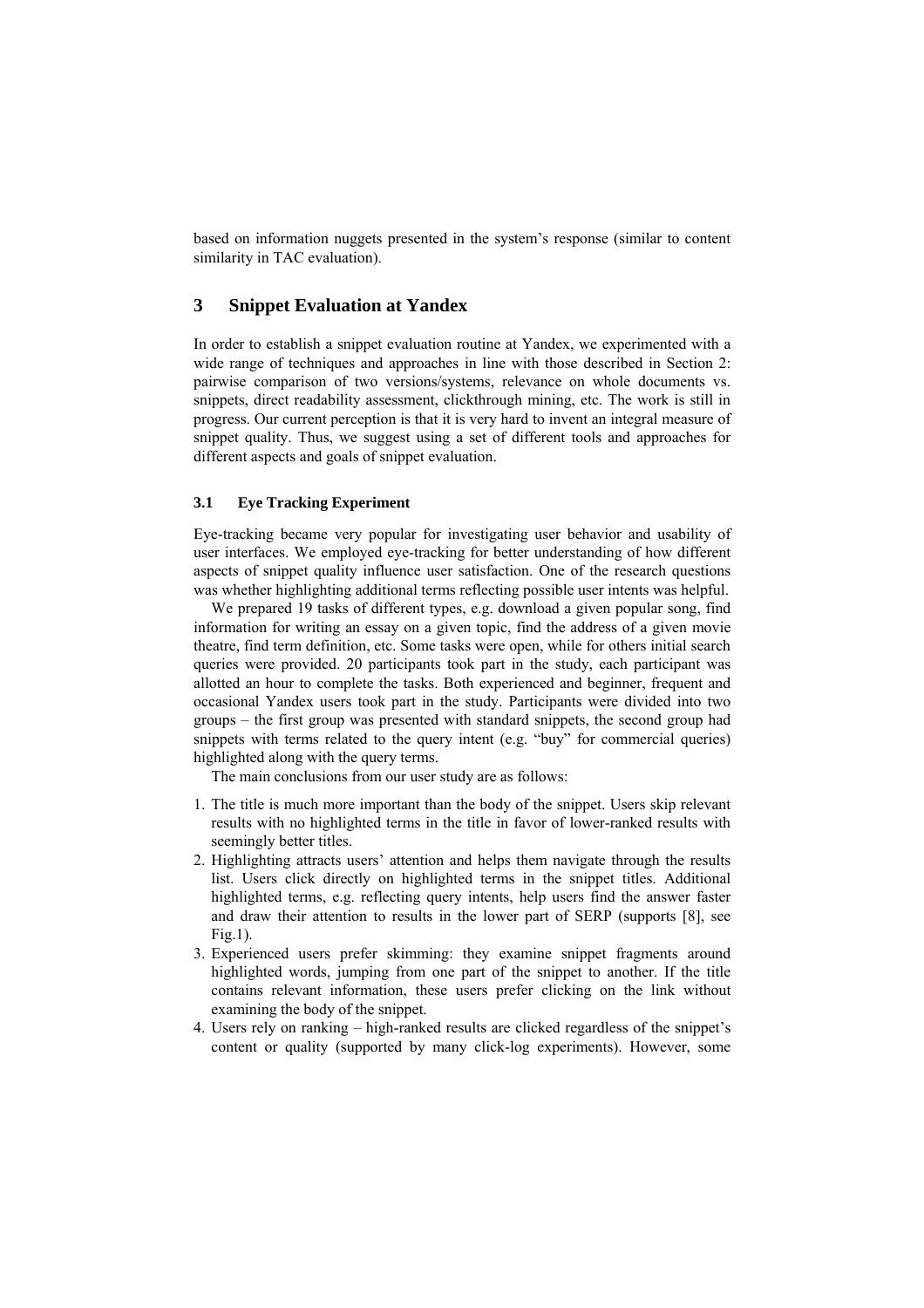based on information nuggets presented in the system's response (similar to content similarity in TAC evaluation).

## 3 Snippet Evaluation at Yandex

In order to establish a snippet evaluation routine at Yandex, we experimented with a wide range of techniques and approaches in line with those described in Section 2: pairwise comparison of two versions/systems, relevance on whole documents vs. snippets, direct readability assessment, clickthrough mining, etc. The work is still in progress. Our current perception is that it is very hard to invent an integral measure of snippet quality. Thus, we suggest using a set of different tools and approaches for different aspects and goals of snippet evaluation.

### 3.1 Eye Tracking Experiment

Eye-tracking became very popular for investigating user behavior and usability of user interfaces. We employed eye-tracking for better understanding of how different aspects of snippet quality influence user satisfaction. One of the research questions was whether highlighting additional terms reflecting possible user intents was helpful.

We prepared 19 tasks of different types, e.g. download a given popular song, find information for writing an essay on a given topic, find the address of a given movie theatre, find term definition, etc. Some tasks were open, while for others initial search queries were provided. 20 participants took part in the study, each participant was allotted an hour to complete the tasks. Both experienced and beginner, frequent and occasional Yandex users took part in the study. Participants were divided into two groups – the first group was presented with standard snippets, the second group had snippets with terms related to the query intent (e.g. "buy" for commercial queries) highlighted along with the query terms.

The main conclusions from our user study are as follows:

1. The title is much more important than the body of the snippet. Users skip relevant results with no highlighted terms in the title in favor of lower-ranked results with seemingly better titles.
2. Highlighting attracts users' attention and helps them navigate through the results list. Users click directly on highlighted terms in the snippet titles. Additional highlighted terms, e.g. reflecting query intents, help users find the answer faster and draw their attention to results in the lower part of SERP (supports [8], see Fig.1).
3. Experienced users prefer skimming: they examine snippet fragments around highlighted words, jumping from one part of the snippet to another. If the title contains relevant information, these users prefer clicking on the link without examining the body of the snippet.
4. Users rely on ranking – high-ranked results are clicked regardless of the snippet's content or quality (supported by many click-log experiments). However, some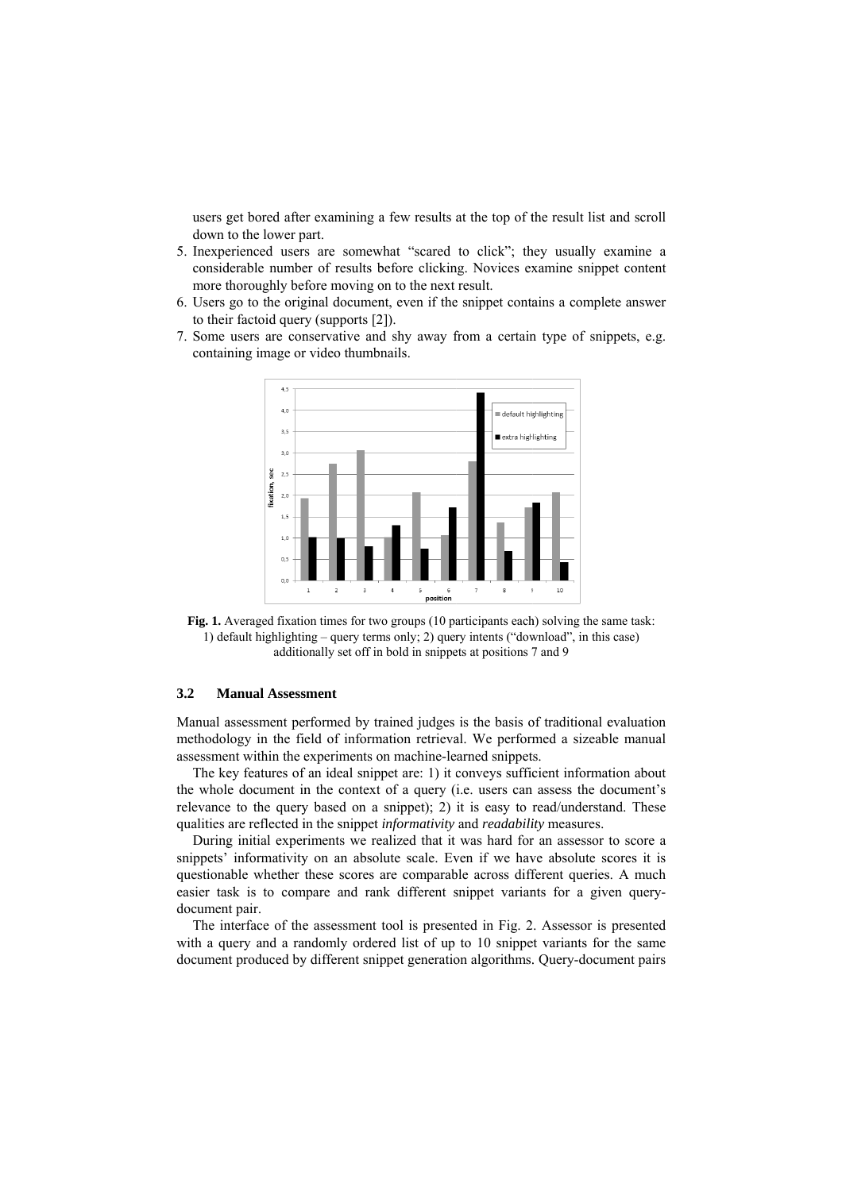users get bored after examining a few results at the top of the result list and scroll down to the lower part.

5. Inexperienced users are somewhat “scared to click”; they usually examine a considerable number of results before clicking. Novices examine snippet content more thoroughly before moving on to the next result.
6. Users go to the original document, even if the snippet contains a complete answer to their factoid query (supports [2]).
7. Some users are conservative and shy away from a certain type of snippets, e.g. containing image or video thumbnails.

**Fig. 1.** Averaged fixation times for two groups (10 participants each) solving the same task: 1) default highlighting – query terms only; 2) query intents (“download”, in this case) additionally set off in bold in snippets at positions 7 and 9

### 3.2 Manual Assessment

Manual assessment performed by trained judges is the basis of traditional evaluation methodology in the field of information retrieval. We performed a sizeable manual assessment within the experiments on machine-learned snippets.

The key features of an ideal snippet are: 1) it conveys sufficient information about the whole document in the context of a query (i.e. users can assess the document’s relevance to the query based on a snippet); 2) it is easy to read/understand. These qualities are reflected in the snippet *informativity* and *readability* measures.

During initial experiments we realized that it was hard for an assessor to score a snippets’ informativity on an absolute scale. Even if we have absolute scores it is questionable whether these scores are comparable across different queries. A much easier task is to compare and rank different snippet variants for a given query-document pair.

The interface of the assessment tool is presented in Fig. 2. Assessor is presented with a query and a randomly ordered list of up to 10 snippet variants for the same document produced by different snippet generation algorithms. Query-document pairs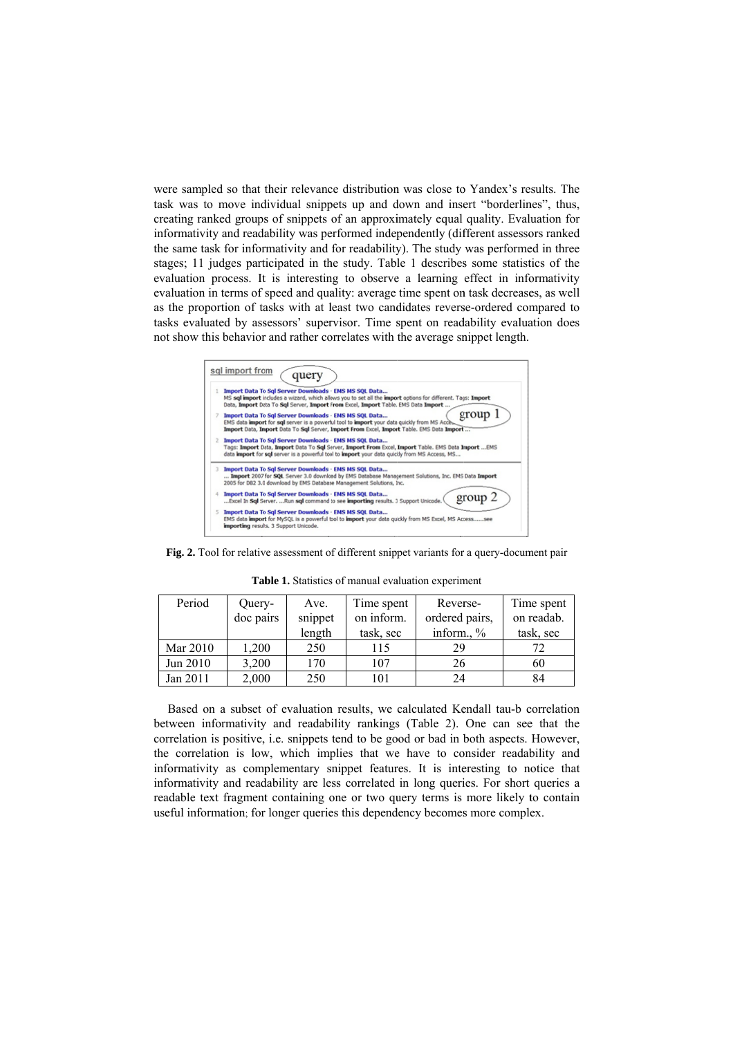were sampled so that their relevance distribution was close to Yandex's results. The task was to move individual snippets up and down and insert "borderlines", thus, creating ranked groups of snippets of an approximately equal quality. Evaluation for informativity and readability was performed independently (different assessors ranked the same task for informativity and for readability). The study was performed in three stages; 11 judges participated in the study. Table 1 describes some statistics of the evaluation process. It is interesting to observe a learning effect in informativity evaluation in terms of speed and quality: average time spent on task decreases, as well as the proportion of tasks with at least two candidates reverse-ordered compared to tasks evaluated by assessors' supervisor. Time spent on readability evaluation does not show this behavior and rather correlates with the average snippet length.

**Fig. 2.** Tool for relative assessment of different snippet variants for a query-document pair

**Table 1.** Statistics of manual evaluation experiment

| Period | Query-doc pairs | Ave. snippet length | Time spent on inform. task, sec | Reverse-ordered pairs, inform., % | Time spent on readab. task, sec |
|---|---|---|---|---|---|
| Mar 2010 | 1,200 | 250 | 115 | 29 | 72 |
| Jun 2010 | 3,200 | 170 | 107 | 26 | 60 |
| Jan 2011 | 2,000 | 250 | 101 | 24 | 84 |

Based on a subset of evaluation results, we calculated Kendall tau-b correlation between informativity and readability rankings (Table 2). One can see that the correlation is positive, i.e. snippets tend to be good or bad in both aspects. However, the correlation is low, which implies that we have to consider readability and informativity as complementary snippet features. It is interesting to notice that informativity and readability are less correlated in long queries. For short queries a readable text fragment containing one or two query terms is more likely to contain useful information; for longer queries this dependency becomes more complex.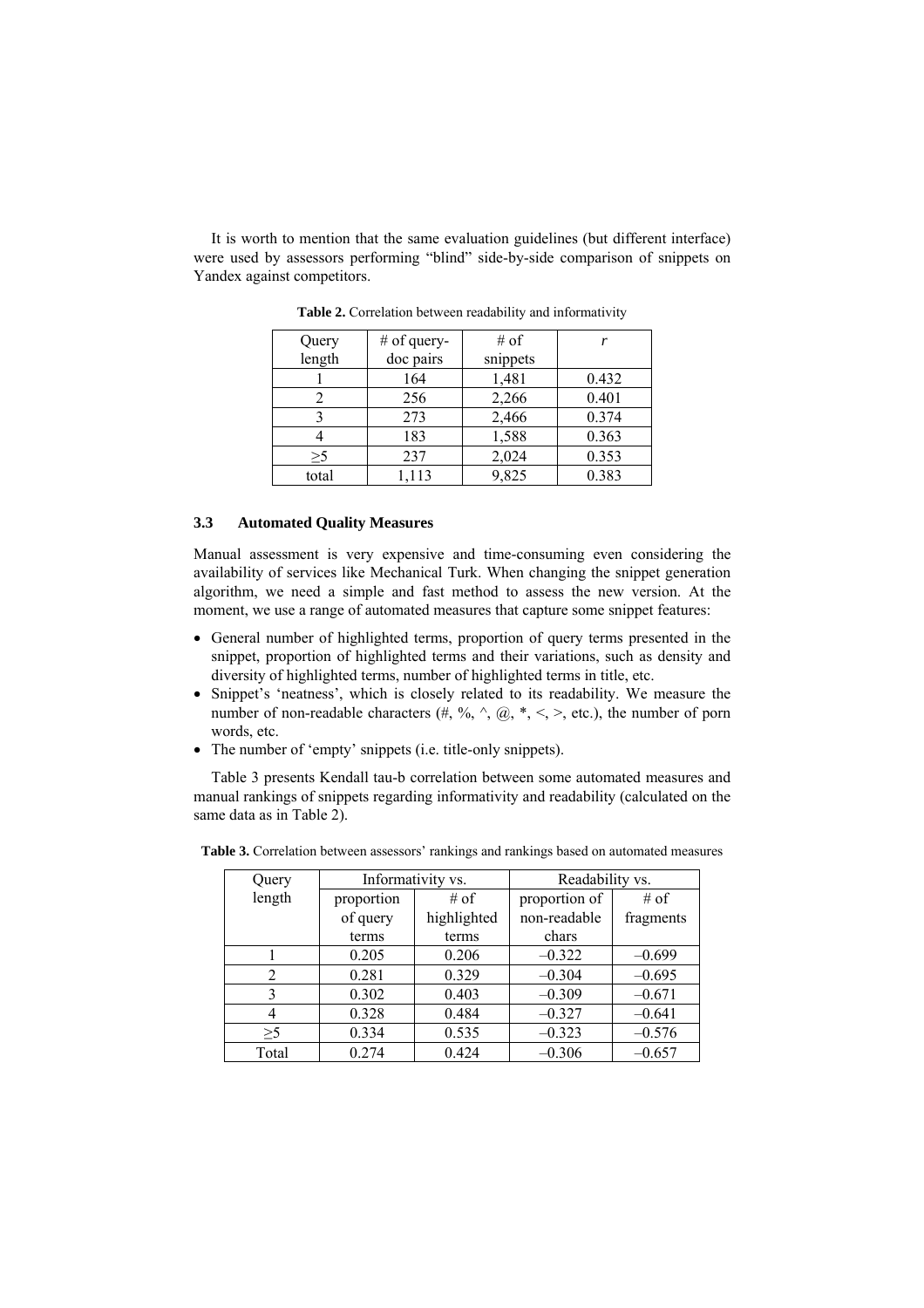It is worth to mention that the same evaluation guidelines (but different interface) were used by assessors performing "blind" side-by-side comparison of snippets on Yandex against competitors.

**Table 2.** Correlation between readability and informativity

| Query length | # of query-doc pairs | # of snippets | *r* |
|---|---|---|---|
| 1 | 164 | 1,481 | 0.432 |
| 2 | 256 | 2,266 | 0.401 |
| 3 | 273 | 2,466 | 0.374 |
| 4 | 183 | 1,588 | 0.363 |
| ≥5 | 237 | 2,024 | 0.353 |
| total | 1,113 | 9,825 | 0.383 |

### 3.3 Automated Quality Measures

Manual assessment is very expensive and time-consuming even considering the availability of services like Mechanical Turk. When changing the snippet generation algorithm, we need a simple and fast method to assess the new version. At the moment, we use a range of automated measures that capture some snippet features:

- General number of highlighted terms, proportion of query terms presented in the snippet, proportion of highlighted terms and their variations, such as density and diversity of highlighted terms, number of highlighted terms in title, etc.
- Snippet's 'neatness', which is closely related to its readability. We measure the number of non-readable characters (#, %, ^, @, *, <, >, etc.), the number of porn words, etc.
- The number of 'empty' snippets (i.e. title-only snippets).

Table 3 presents Kendall tau-b correlation between some automated measures and manual rankings of snippets regarding informativity and readability (calculated on the same data as in Table 2).

**Table 3.** Correlation between assessors' rankings and rankings based on automated measures

| Query length | Informativity vs. | | Readability vs. | |
|---|---|---|---|---|
| | proportion of query terms | # of highlighted terms | proportion of non-readable chars | # of fragments |
| 1 | 0.205 | 0.206 | –0.322 | –0.699 |
| 2 | 0.281 | 0.329 | –0.304 | –0.695 |
| 3 | 0.302 | 0.403 | –0.309 | –0.671 |
| 4 | 0.328 | 0.484 | –0.327 | –0.641 |
| ≥5 | 0.334 | 0.535 | –0.323 | –0.576 |
| Total | 0.274 | 0.424 | –0.306 | –0.657 |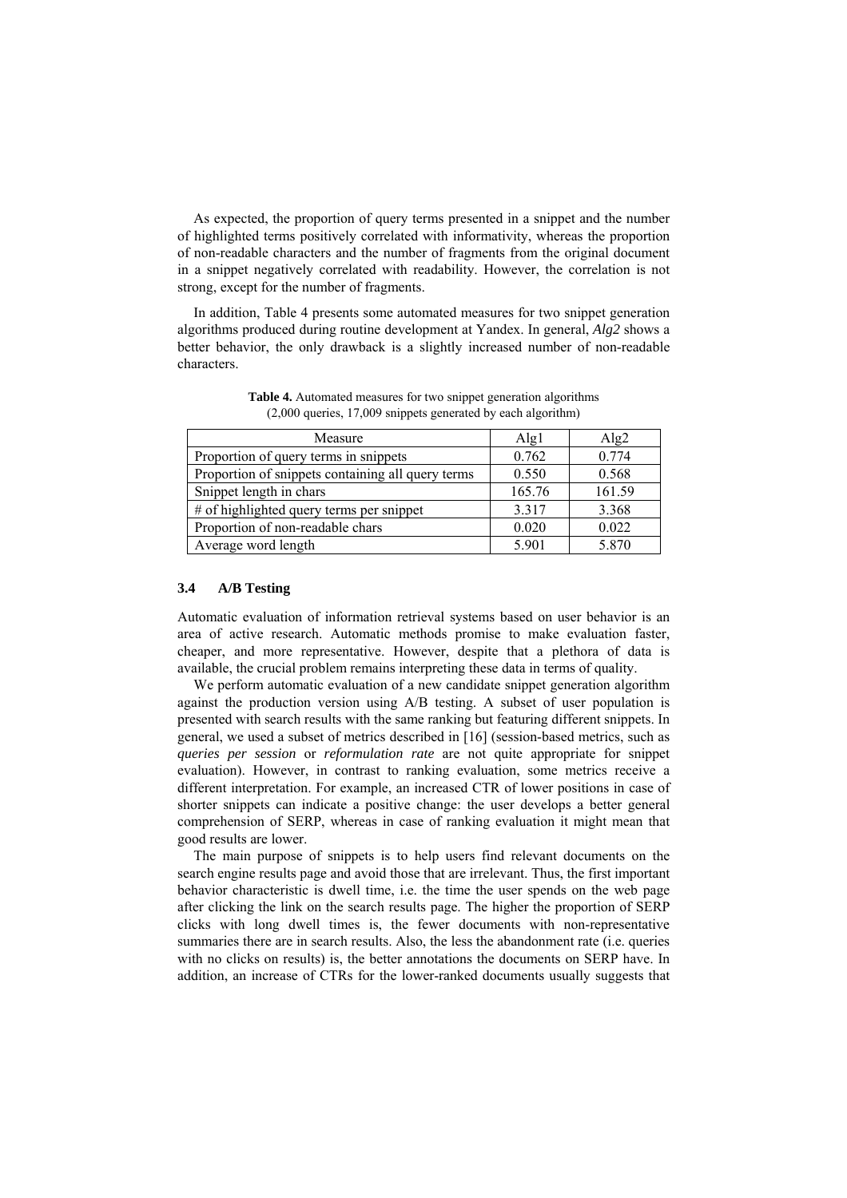As expected, the proportion of query terms presented in a snippet and the number of highlighted terms positively correlated with informativity, whereas the proportion of non-readable characters and the number of fragments from the original document in a snippet negatively correlated with readability. However, the correlation is not strong, except for the number of fragments.

In addition, Table 4 presents some automated measures for two snippet generation algorithms produced during routine development at Yandex. In general, *Alg2* shows a better behavior, the only drawback is a slightly increased number of non-readable characters.

**Table 4.** Automated measures for two snippet generation algorithms (2,000 queries, 17,009 snippets generated by each algorithm)

| Measure | Alg1 | Alg2 |
|---|---|---|
| Proportion of query terms in snippets | 0.762 | 0.774 |
| Proportion of snippets containing all query terms | 0.550 | 0.568 |
| Snippet length in chars | 165.76 | 161.59 |
| # of highlighted query terms per snippet | 3.317 | 3.368 |
| Proportion of non-readable chars | 0.020 | 0.022 |
| Average word length | 5.901 | 5.870 |

### 3.4 A/B Testing

Automatic evaluation of information retrieval systems based on user behavior is an area of active research. Automatic methods promise to make evaluation faster, cheaper, and more representative. However, despite that a plethora of data is available, the crucial problem remains interpreting these data in terms of quality.

We perform automatic evaluation of a new candidate snippet generation algorithm against the production version using A/B testing. A subset of user population is presented with search results with the same ranking but featuring different snippets. In general, we used a subset of metrics described in [16] (session-based metrics, such as *queries per session* or *reformulation rate* are not quite appropriate for snippet evaluation). However, in contrast to ranking evaluation, some metrics receive a different interpretation. For example, an increased CTR of lower positions in case of shorter snippets can indicate a positive change: the user develops a better general comprehension of SERP, whereas in case of ranking evaluation it might mean that good results are lower.

The main purpose of snippets is to help users find relevant documents on the search engine results page and avoid those that are irrelevant. Thus, the first important behavior characteristic is dwell time, i.e. the time the user spends on the web page after clicking the link on the search results page. The higher the proportion of SERP clicks with long dwell times is, the fewer documents with non-representative summaries there are in search results. Also, the less the abandonment rate (i.e. queries with no clicks on results) is, the better annotations the documents on SERP have. In addition, an increase of CTRs for the lower-ranked documents usually suggests that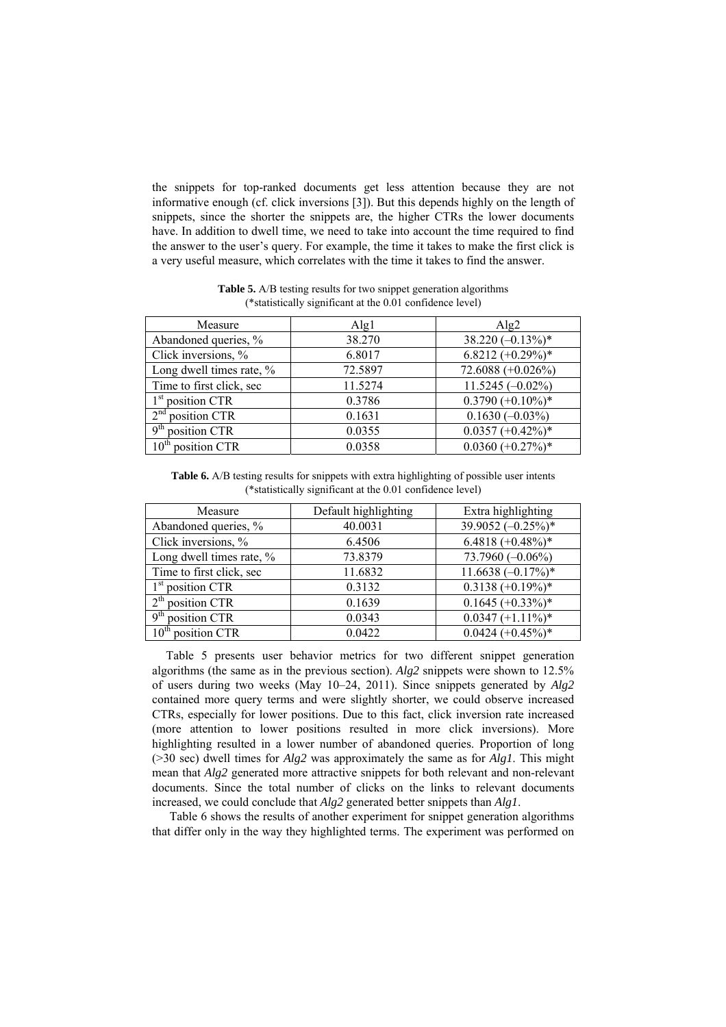the snippets for top-ranked documents get less attention because they are not informative enough (cf. click inversions [3]). But this depends highly on the length of snippets, since the shorter the snippets are, the higher CTRs the lower documents have. In addition to dwell time, we need to take into account the time required to find the answer to the user's query. For example, the time it takes to make the first click is a very useful measure, which correlates with the time it takes to find the answer.

**Table 5.** A/B testing results for two snippet generation algorithms (*statistically significant at the 0.01 confidence level)

| Measure | Alg1 | Alg2 |
|---|---|---|
| Abandoned queries, % | 38.270 | 38.220 (–0.13%)* |
| Click inversions, % | 6.8017 | 6.8212 (+0.29%)* |
| Long dwell times rate, % | 72.5897 | 72.6088 (+0.026%) |
| Time to first click, sec | 11.5274 | 11.5245 (–0.02%) |
| 1st position CTR | 0.3786 | 0.3790 (+0.10%)* |
| 2nd position CTR | 0.1631 | 0.1630 (–0.03%) |
| 9th position CTR | 0.0355 | 0.0357 (+0.42%)* |
| 10th position CTR | 0.0358 | 0.0360 (+0.27%)* |

**Table 6.** A/B testing results for snippets with extra highlighting of possible user intents (*statistically significant at the 0.01 confidence level)

| Measure | Default highlighting | Extra highlighting |
|---|---|---|
| Abandoned queries, % | 40.0031 | 39.9052 (–0.25%)* |
| Click inversions, % | 6.4506 | 6.4818 (+0.48%)* |
| Long dwell times rate, % | 73.8379 | 73.7960 (–0.06%) |
| Time to first click, sec | 11.6832 | 11.6638 (–0.17%)* |
| 1st position CTR | 0.3132 | 0.3138 (+0.19%)* |
| 2th position CTR | 0.1639 | 0.1645 (+0.33%)* |
| 9th position CTR | 0.0343 | 0.0347 (+1.11%)* |
| 10th position CTR | 0.0422 | 0.0424 (+0.45%)* |

Table 5 presents user behavior metrics for two different snippet generation algorithms (the same as in the previous section). *Alg2* snippets were shown to 12.5% of users during two weeks (May 10–24, 2011). Since snippets generated by *Alg2* contained more query terms and were slightly shorter, we could observe increased CTRs, especially for lower positions. Due to this fact, click inversion rate increased (more attention to lower positions resulted in more click inversions). More highlighting resulted in a lower number of abandoned queries. Proportion of long (>30 sec) dwell times for *Alg2* was approximately the same as for *Alg1*. This might mean that *Alg2* generated more attractive snippets for both relevant and non-relevant documents. Since the total number of clicks on the links to relevant documents increased, we could conclude that *Alg2* generated better snippets than *Alg1*.

Table 6 shows the results of another experiment for snippet generation algorithms that differ only in the way they highlighted terms. The experiment was performed on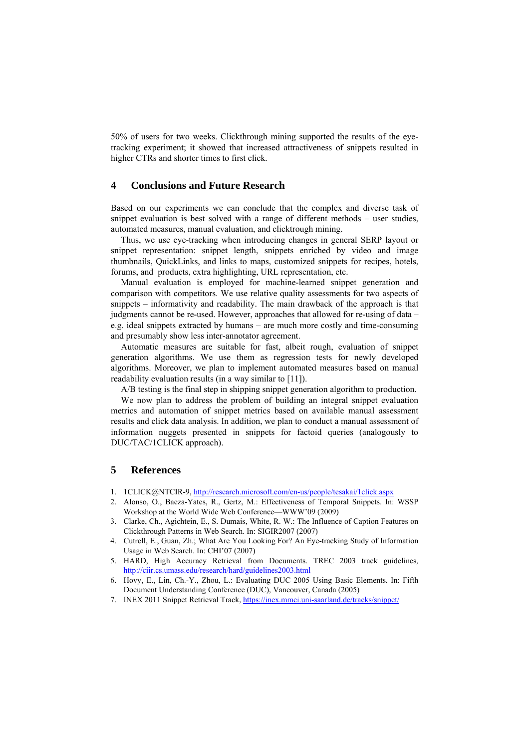50% of users for two weeks. Clickthrough mining supported the results of the eye-tracking experiment; it showed that increased attractiveness of snippets resulted in higher CTRs and shorter times to first click.

## 4 Conclusions and Future Research

Based on our experiments we can conclude that the complex and diverse task of snippet evaluation is best solved with a range of different methods – user studies, automated measures, manual evaluation, and clicktrough mining.

Thus, we use eye-tracking when introducing changes in general SERP layout or snippet representation: snippet length, snippets enriched by video and image thumbnails, QuickLinks, and links to maps, customized snippets for recipes, hotels, forums, and products, extra highlighting, URL representation, etc.

Manual evaluation is employed for machine-learned snippet generation and comparison with competitors. We use relative quality assessments for two aspects of snippets – informativity and readability. The main drawback of the approach is that judgments cannot be re-used. However, approaches that allowed for re-using of data – e.g. ideal snippets extracted by humans – are much more costly and time-consuming and presumably show less inter-annotator agreement.

Automatic measures are suitable for fast, albeit rough, evaluation of snippet generation algorithms. We use them as regression tests for newly developed algorithms. Moreover, we plan to implement automated measures based on manual readability evaluation results (in a way similar to [11]).

A/B testing is the final step in shipping snippet generation algorithm to production.

We now plan to address the problem of building an integral snippet evaluation metrics and automation of snippet metrics based on available manual assessment results and click data analysis. In addition, we plan to conduct a manual assessment of information nuggets presented in snippets for factoid queries (analogously to DUC/TAC/1CLICK approach).

## 5 References

1. 1CLICK@NTCIR-9, http://research.microsoft.com/en-us/people/tesakai/1click.aspx
2. Alonso, O., Baeza-Yates, R., Gertz, M.: Effectiveness of Temporal Snippets. In: WSSP Workshop at the World Wide Web Conference—WWW'09 (2009)
3. Clarke, Ch., Agichtein, E., S. Dumais, White, R. W.: The Influence of Caption Features on Clickthrough Patterns in Web Search. In: SIGIR2007 (2007)
4. Cutrell, E., Guan, Zh.; What Are You Looking For? An Eye-tracking Study of Information Usage in Web Search. In: CHI'07 (2007)
5. HARD, High Accuracy Retrieval from Documents. TREC 2003 track guidelines, http://ciir.cs.umass.edu/research/hard/guidelines2003.html
6. Hovy, E., Lin, Ch.-Y., Zhou, L.: Evaluating DUC 2005 Using Basic Elements. In: Fifth Document Understanding Conference (DUC), Vancouver, Canada (2005)
7. INEX 2011 Snippet Retrieval Track, https://inex.mmci.uni-saarland.de/tracks/snippet/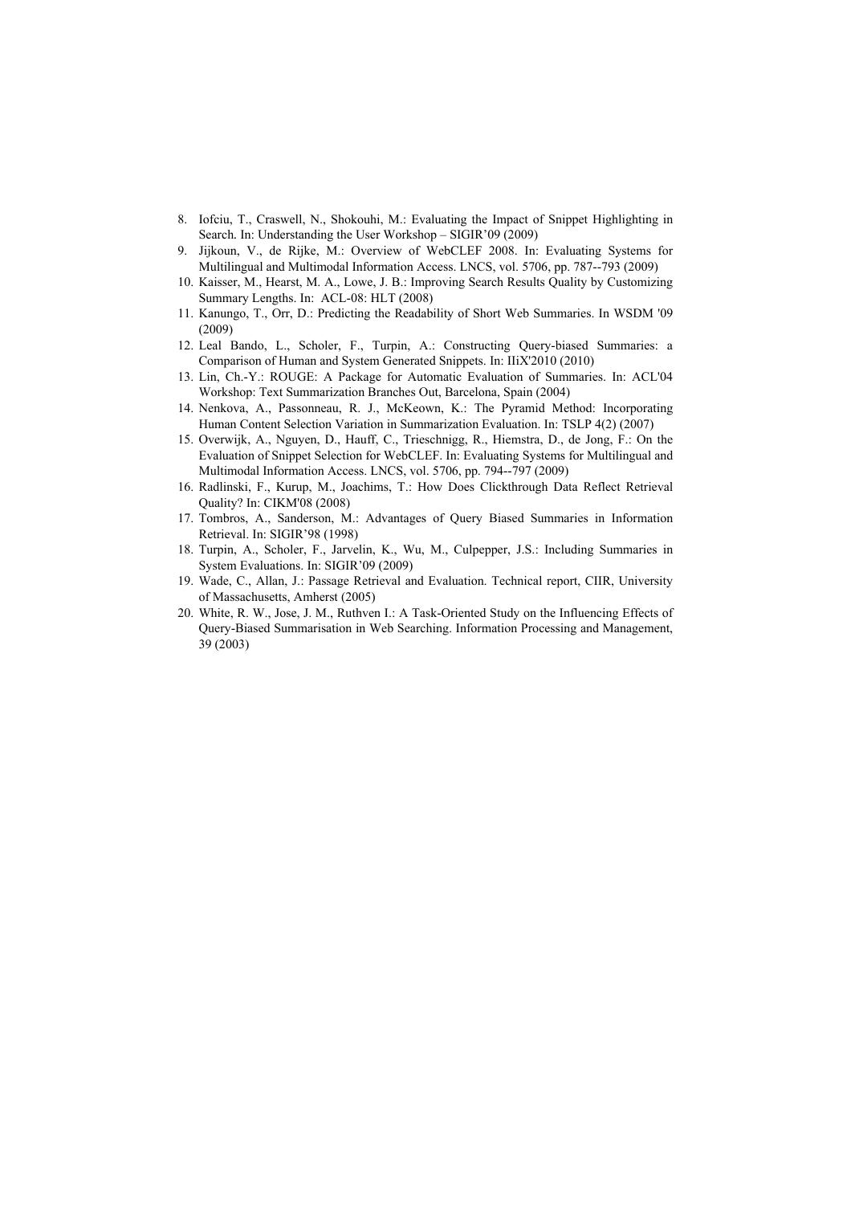8. Iofciu, T., Craswell, N., Shokouhi, M.: Evaluating the Impact of Snippet Highlighting in Search. In: Understanding the User Workshop – SIGIR'09 (2009)
9. Jijkoun, V., de Rijke, M.: Overview of WebCLEF 2008. In: Evaluating Systems for Multilingual and Multimodal Information Access. LNCS, vol. 5706, pp. 787--793 (2009)
10. Kaisser, M., Hearst, M. A., Lowe, J. B.: Improving Search Results Quality by Customizing Summary Lengths. In: ACL-08: HLT (2008)
11. Kanungo, T., Orr, D.: Predicting the Readability of Short Web Summaries. In WSDM '09 (2009)
12. Leal Bando, L., Scholer, F., Turpin, A.: Constructing Query-biased Summaries: a Comparison of Human and System Generated Snippets. In: IIiX'2010 (2010)
13. Lin, Ch.-Y.: ROUGE: A Package for Automatic Evaluation of Summaries. In: ACL'04 Workshop: Text Summarization Branches Out, Barcelona, Spain (2004)
14. Nenkova, A., Passonneau, R. J., McKeown, K.: The Pyramid Method: Incorporating Human Content Selection Variation in Summarization Evaluation. In: TSLP 4(2) (2007)
15. Overwijk, A., Nguyen, D., Hauff, C., Trieschnigg, R., Hiemstra, D., de Jong, F.: On the Evaluation of Snippet Selection for WebCLEF. In: Evaluating Systems for Multilingual and Multimodal Information Access. LNCS, vol. 5706, pp. 794--797 (2009)
16. Radlinski, F., Kurup, M., Joachims, T.: How Does Clickthrough Data Reflect Retrieval Quality? In: CIKM'08 (2008)
17. Tombros, A., Sanderson, M.: Advantages of Query Biased Summaries in Information Retrieval. In: SIGIR'98 (1998)
18. Turpin, A., Scholer, F., Jarvelin, K., Wu, M., Culpepper, J.S.: Including Summaries in System Evaluations. In: SIGIR'09 (2009)
19. Wade, C., Allan, J.: Passage Retrieval and Evaluation. Technical report, CIIR, University of Massachusetts, Amherst (2005)
20. White, R. W., Jose, J. M., Ruthven I.: A Task-Oriented Study on the Influencing Effects of Query-Biased Summarisation in Web Searching. Information Processing and Management, 39 (2003)